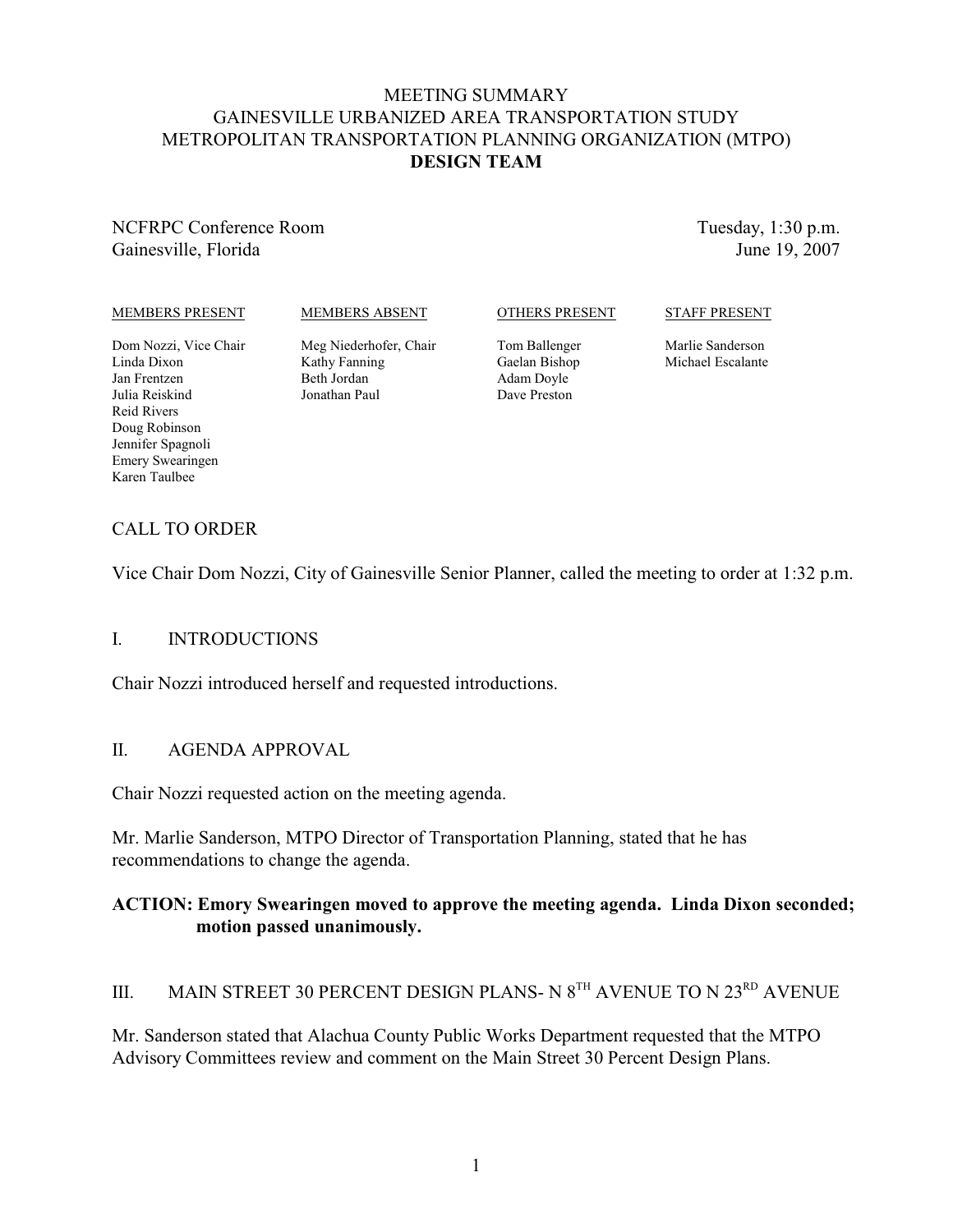# MEETING SUMMARY
# GAINESVILLE URBANIZED AREA TRANSPORTATION STUDY
# METROPOLITAN TRANSPORTATION PLANNING ORGANIZATION (MTPO)
# **DESIGN TEAM**

NCFRPC Conference Room
Gainesville, Florida

Tuesday, 1:30 p.m.
June 19, 2007

| MEMBERS PRESENT | MEMBERS ABSENT | OTHERS PRESENT | STAFF PRESENT |
|---|---|---|---|
| Dom Nozzi, Vice Chair | Meg Niederhofer, Chair | Tom Ballenger | Marlie Sanderson |
| Linda Dixon | Kathy Fanning | Gaelan Bishop | Michael Escalante |
| Jan Frentzen | Beth Jordan | Adam Doyle | |
| Julia Reiskind | Jonathan Paul | Dave Preston | |
| Reid Rivers | | | |
| Doug Robinson | | | |
| Jennifer Spagnoli | | | |
| Emery Swearingen | | | |
| Karen Taulbee | | | |

## CALL TO ORDER

Vice Chair Dom Nozzi, City of Gainesville Senior Planner, called the meeting to order at 1:32 p.m.

## I. INTRODUCTIONS

Chair Nozzi introduced herself and requested introductions.

## II. AGENDA APPROVAL

Chair Nozzi requested action on the meeting agenda.

Mr. Marlie Sanderson, MTPO Director of Transportation Planning, stated that he has recommendations to change the agenda.

**ACTION: Emory Swearingen moved to approve the meeting agenda. Linda Dixon seconded; motion passed unanimously.**

## III. MAIN STREET 30 PERCENT DESIGN PLANS- N 8TH AVENUE TO N 23RD AVENUE

Mr. Sanderson stated that Alachua County Public Works Department requested that the MTPO Advisory Committees review and comment on the Main Street 30 Percent Design Plans.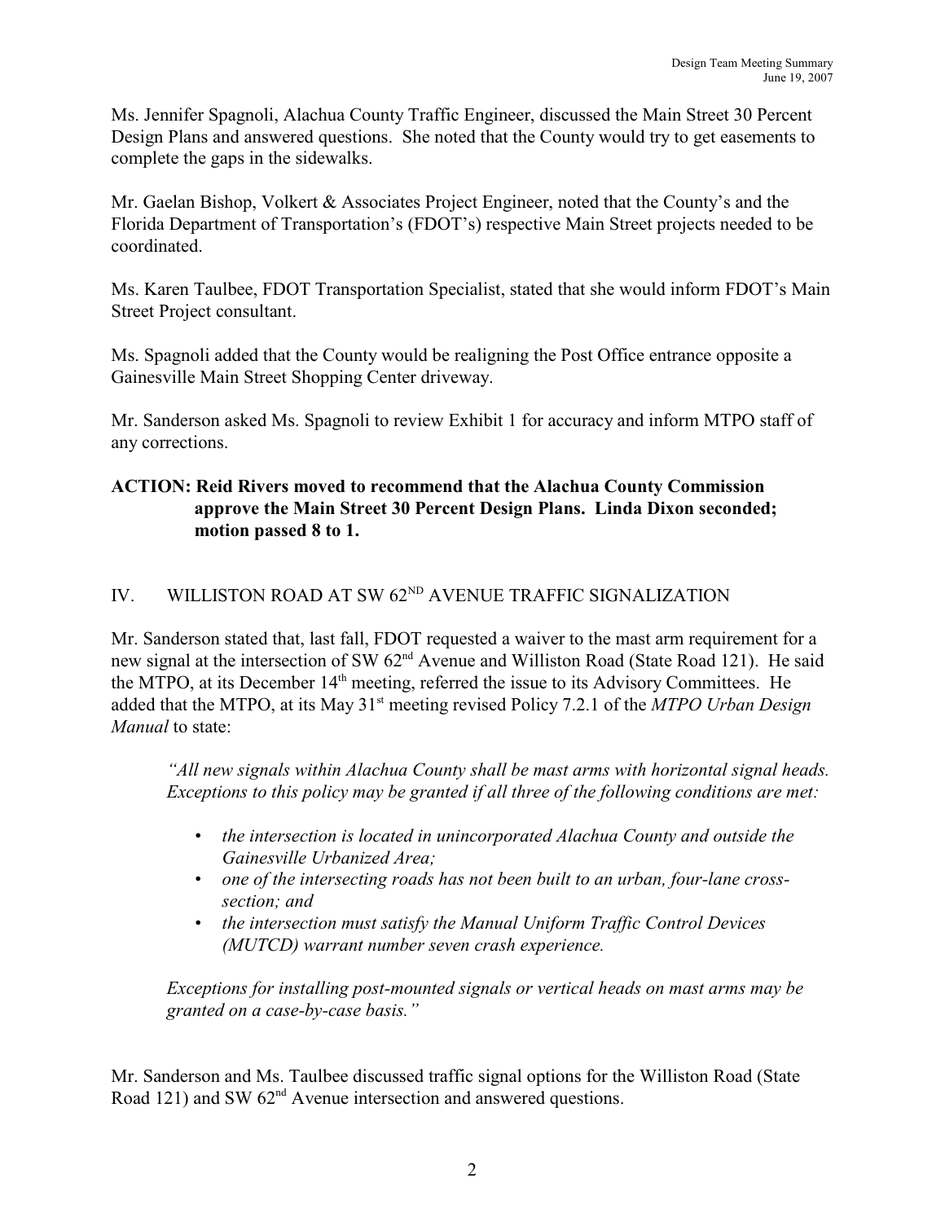Ms. Jennifer Spagnoli, Alachua County Traffic Engineer, discussed the Main Street 30 Percent Design Plans and answered questions. She noted that the County would try to get easements to complete the gaps in the sidewalks.

Mr. Gaelan Bishop, Volkert & Associates Project Engineer, noted that the County's and the Florida Department of Transportation's (FDOT's) respective Main Street projects needed to be coordinated.

Ms. Karen Taulbee, FDOT Transportation Specialist, stated that she would inform FDOT's Main Street Project consultant.

Ms. Spagnoli added that the County would be realigning the Post Office entrance opposite a Gainesville Main Street Shopping Center driveway.

Mr. Sanderson asked Ms. Spagnoli to review Exhibit 1 for accuracy and inform MTPO staff of any corrections.

**ACTION: Reid Rivers moved to recommend that the Alachua County Commission approve the Main Street 30 Percent Design Plans. Linda Dixon seconded; motion passed 8 to 1.**

## IV. WILLISTON ROAD AT SW 62ND AVENUE TRAFFIC SIGNALIZATION

Mr. Sanderson stated that, last fall, FDOT requested a waiver to the mast arm requirement for a new signal at the intersection of SW 62nd Avenue and Williston Road (State Road 121). He said the MTPO, at its December 14th meeting, referred the issue to its Advisory Committees. He added that the MTPO, at its May 31st meeting revised Policy 7.2.1 of the *MTPO Urban Design Manual* to state:

> *"All new signals within Alachua County shall be mast arms with horizontal signal heads. Exceptions to this policy may be granted if all three of the following conditions are met:*
>
> - *the intersection is located in unincorporated Alachua County and outside the Gainesville Urbanized Area;*
> - *one of the intersecting roads has not been built to an urban, four-lane cross-section; and*
> - *the intersection must satisfy the Manual Uniform Traffic Control Devices (MUTCD) warrant number seven crash experience.*
>
> *Exceptions for installing post-mounted signals or vertical heads on mast arms may be granted on a case-by-case basis."*

Mr. Sanderson and Ms. Taulbee discussed traffic signal options for the Williston Road (State Road 121) and SW 62nd Avenue intersection and answered questions.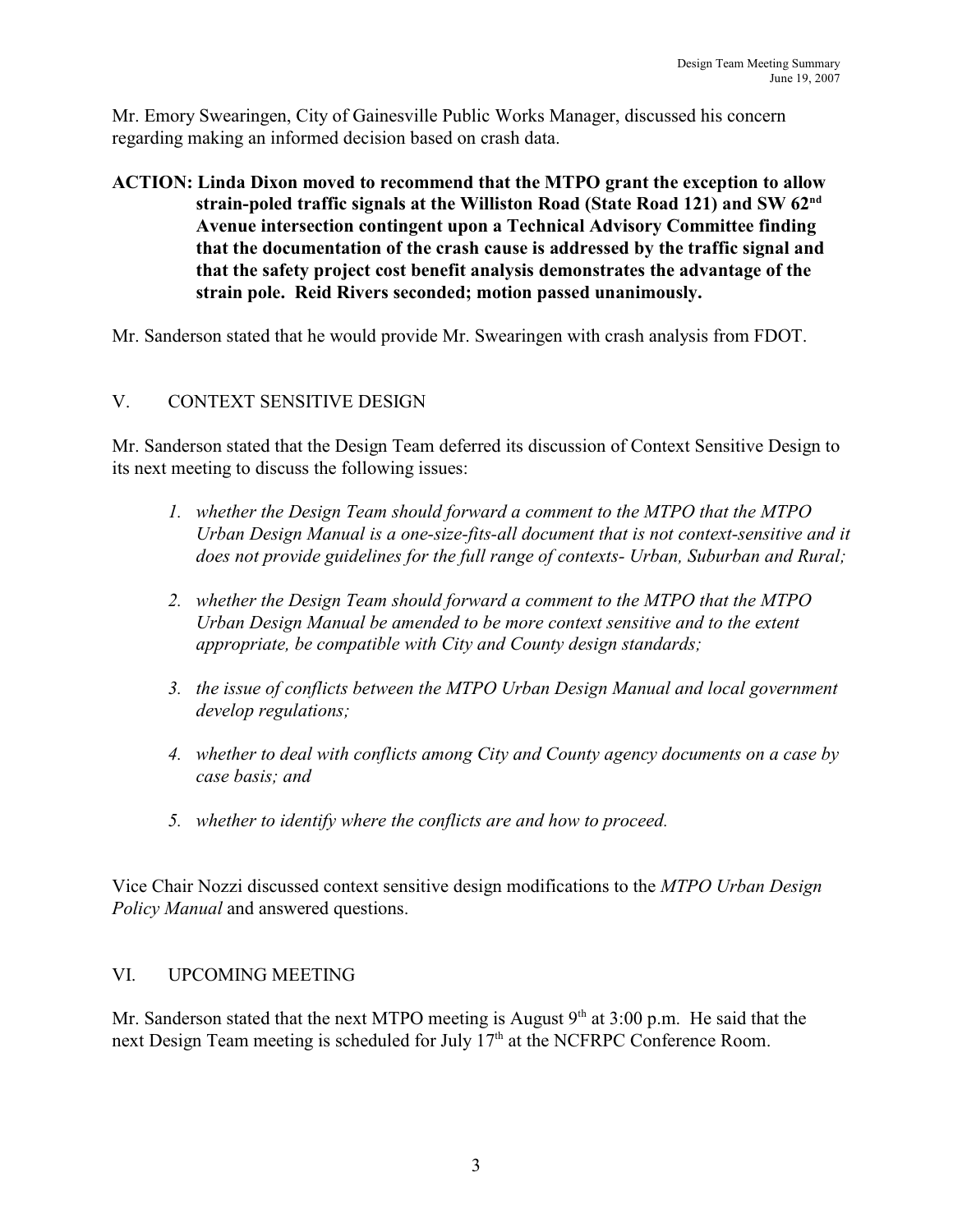Mr. Emory Swearingen, City of Gainesville Public Works Manager, discussed his concern regarding making an informed decision based on crash data.

**ACTION: Linda Dixon moved to recommend that the MTPO grant the exception to allow strain-poled traffic signals at the Williston Road (State Road 121) and SW 62nd Avenue intersection contingent upon a Technical Advisory Committee finding that the documentation of the crash cause is addressed by the traffic signal and that the safety project cost benefit analysis demonstrates the advantage of the strain pole. Reid Rivers seconded; motion passed unanimously.**

Mr. Sanderson stated that he would provide Mr. Swearingen with crash analysis from FDOT.

## V. CONTEXT SENSITIVE DESIGN

Mr. Sanderson stated that the Design Team deferred its discussion of Context Sensitive Design to its next meeting to discuss the following issues:

1. *whether the Design Team should forward a comment to the MTPO that the MTPO Urban Design Manual is a one-size-fits-all document that is not context-sensitive and it does not provide guidelines for the full range of contexts- Urban, Suburban and Rural;*
2. *whether the Design Team should forward a comment to the MTPO that the MTPO Urban Design Manual be amended to be more context sensitive and to the extent appropriate, be compatible with City and County design standards;*
3. *the issue of conflicts between the MTPO Urban Design Manual and local government develop regulations;*
4. *whether to deal with conflicts among City and County agency documents on a case by case basis; and*
5. *whether to identify where the conflicts are and how to proceed.*

Vice Chair Nozzi discussed context sensitive design modifications to the *MTPO Urban Design Policy Manual* and answered questions.

## VI. UPCOMING MEETING

Mr. Sanderson stated that the next MTPO meeting is August 9th at 3:00 p.m. He said that the next Design Team meeting is scheduled for July 17th at the NCFRPC Conference Room.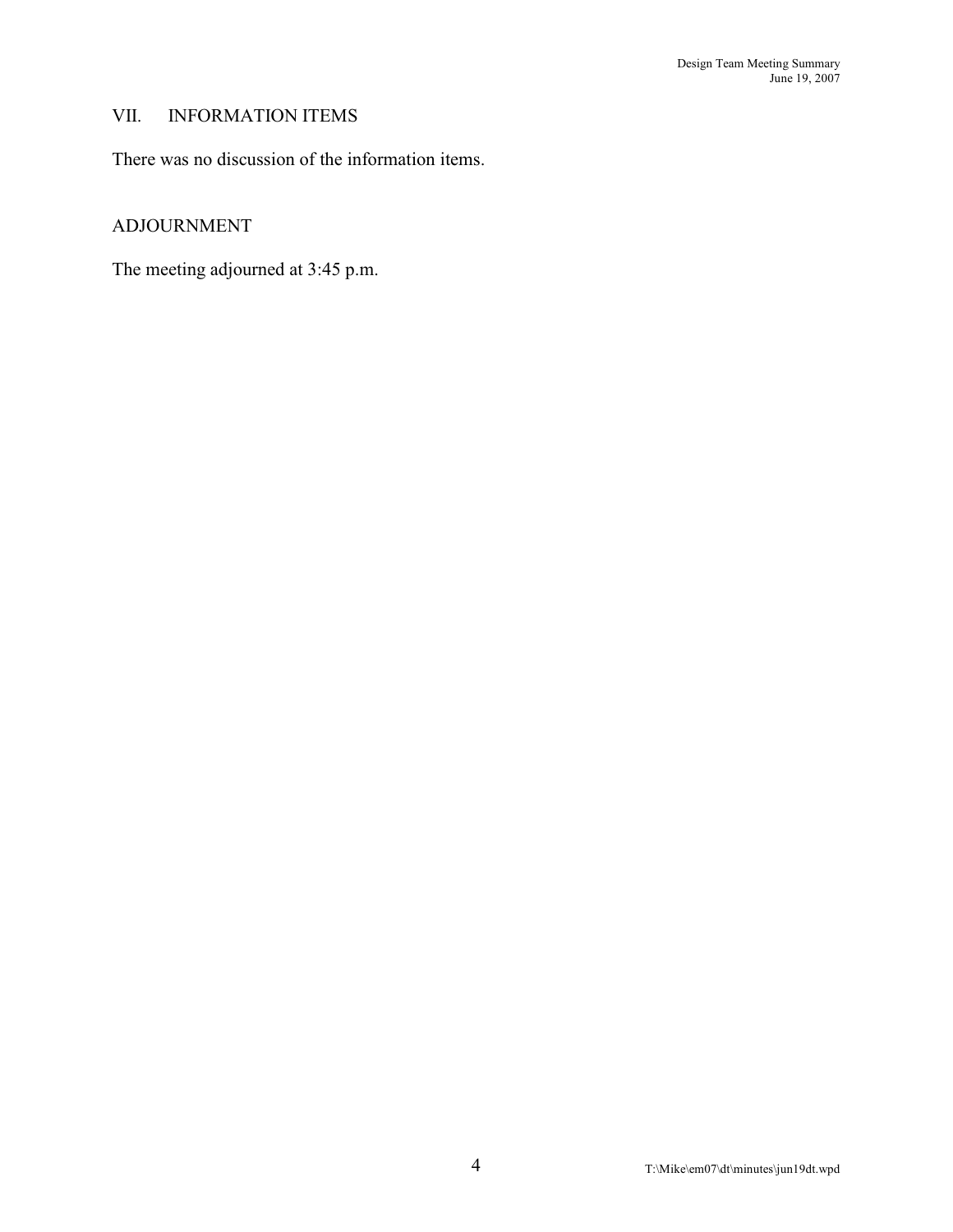## VII. INFORMATION ITEMS

There was no discussion of the information items.

## ADJOURNMENT

The meeting adjourned at 3:45 p.m.